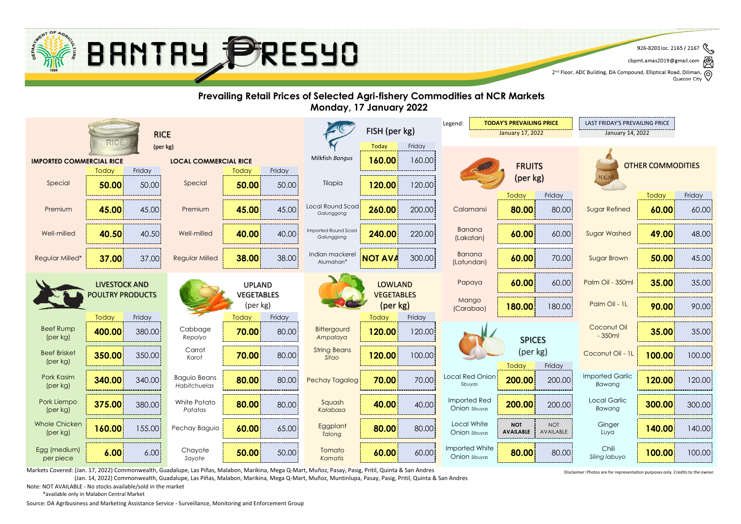# BANTAY PRESYO

926-8203 loc. 2165 / 2167
cbpmt.amas2019@gmail.com
2nd Floor, ADC Building, DA Compound, Elliptical Road, Diliman, Quezon City

## Prevailing Retail Prices of Selected Agri-fishery Commodities at NCR Markets
**Monday, 17 January 2022**

Legend: TODAY'S PREVAILING PRICE — January 17, 2022; LAST FRIDAY'S PREVAILING PRICE — January 14, 2022

### RICE (per kg)

| IMPORTED COMMERCIAL RICE | Today | Friday | LOCAL COMMERCIAL RICE | Today | Friday |
|---|---|---|---|---|---|
| Special | 50.00 | 50.00 | Special | 50.00 | 50.00 |
| Premium | 45.00 | 45.00 | Premium | 45.00 | 45.00 |
| Well-milled | 40.50 | 40.50 | Well-milled | 40.00 | 40.00 |
| Regular Milled* | 37.00 | 37.00 | Regular Milled | 38.00 | 38.00 |

### FISH (per kg)

| | Today | Friday |
|---|---|---|
| Milkfish *Bangus* | 160.00 | 160.00 |
| Tilapia | 120.00 | 120.00 |
| Local Round Scad *Galunggong* | 260.00 | 200.00 |
| Imported Round Scad *Galunggong* | 240.00 | 220.00 |
| Indian mackerel *Alumahan** | NOT AVA | 300.00 |

### FRUITS (per kg)

| | Today | Friday |
|---|---|---|
| Calamansi | 80.00 | 80.00 |
| Banana (Lakatan) | 60.00 | 60.00 |
| Banana (Latundan) | 60.00 | 70.00 |
| Papaya | 60.00 | 60.00 |
| Mango (Carabao) | 180.00 | 180.00 |

### OTHER COMMODITIES

| | Today | Friday |
|---|---|---|
| Sugar Refined | 60.00 | 60.00 |
| Sugar Washed | 49.00 | 48.00 |
| Sugar Brown | 50.00 | 45.00 |
| Palm Oil - 350ml | 35.00 | 35.00 |
| Palm Oil - 1L | 90.00 | 90.00 |
| Coconut Oil - 350ml | 35.00 | 35.00 |
| Coconut Oil - 1L | 100.00 | 100.00 |
| Imported Garlic *Bawang* | 120.00 | 120.00 |
| Local Garlic *Bawang* | 300.00 | 300.00 |
| Ginger *Luya* | 140.00 | 140.00 |
| Chili *Siling labuyo* | 100.00 | 100.00 |

### LIVESTOCK AND POULTRY PRODUCTS

| | Today | Friday |
|---|---|---|
| Beef Rump (per kg) | 400.00 | 380.00 |
| Beef Brisket (per kg) | 350.00 | 350.00 |
| Pork Kasim (per kg) | 340.00 | 340.00 |
| Pork Liempo (per kg) | 375.00 | 380.00 |
| Whole Chicken (per kg) | 160.00 | 155.00 |
| Egg (medium) per piece | 6.00 | 6.00 |

### UPLAND VEGETABLES (per kg)

| | Today | Friday |
|---|---|---|
| Cabbage *Repolyo* | 70.00 | 80.00 |
| Carrot *Karot* | 70.00 | 80.00 |
| Baguio Beans *Habitchuelas* | 80.00 | 80.00 |
| White Potato *Patatas* | 80.00 | 80.00 |
| Pechay Baguio | 60.00 | 65.00 |
| Chayote *Sayote* | 50.00 | 50.00 |

### LOWLAND VEGETABLES (per kg)

| | Today | Friday |
|---|---|---|
| Bittergourd *Ampalaya* | 120.00 | 120.00 |
| String Beans *Sitao* | 120.00 | 100.00 |
| Pechay Tagalog | 70.00 | 70.00 |
| Squash *Kalabasa* | 40.00 | 40.00 |
| Eggplant *Talong* | 80.00 | 80.00 |
| Tomato *Kamatis* | 60.00 | 60.00 |

### SPICES (per kg)

| | Today | Friday |
|---|---|---|
| Local Red Onion *Sibuyas* | 200.00 | 200.00 |
| Imported Red Onion *Sibuyas* | 200.00 | 200.00 |
| Local White Onion *Sibuyas* | NOT AVAILABLE | NOT AVAILABLE |
| Imported White Onion *Sibuyas* | 80.00 | 80.00 |

Markets Covered: (Jan. 17, 2022) Commonwealth, Guadalupe, Las Piñas, Malabon, Marikina, Mega Q-Mart, Muñoz, Pasay, Pasig, Pritil, Quinta & San Andres
(Jan. 14, 2022) Commonwealth, Guadalupe, Las Piñas, Malabon, Marikina, Mega Q-Mart, Muñoz, Muntinlupa, Pasay, Pasig, Pritil, Quinta & San Andres

Note: NOT AVAILABLE - No stocks available/sold in the market
*available only in Malabon Central Market

Source: DA Agribusiness and Marketing Assistance Service - Surveillance, Monitoring and Enforcement Group

Disclaimer: Photos are for representation purposes only. Credits to the owner.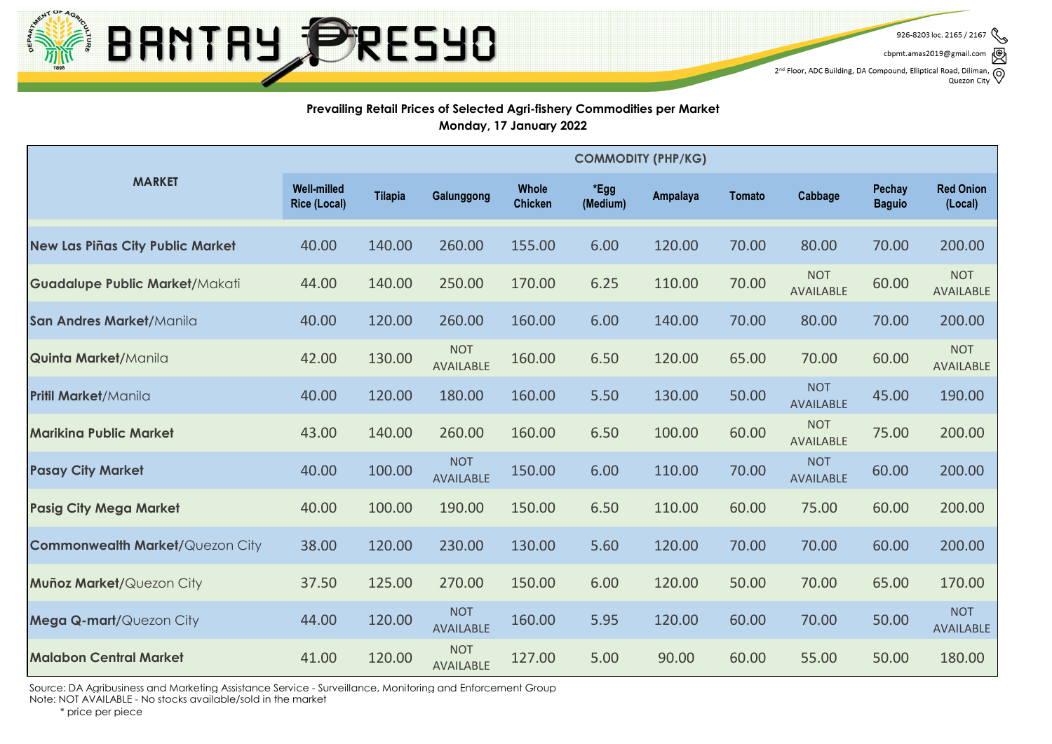# BANTAY PRESYO

926-8203 loc. 2165 / 2167
cbpmt.amas2019@gmail.com
2nd Floor, ADC Building, DA Compound, Elliptical Road, Diliman, Quezon City

**Prevailing Retail Prices of Selected Agri-fishery Commodities per Market**
**Monday, 17 January 2022**

| MARKET | COMMODITY (PHP/KG) | | | | | | | | | |
|---|---|---|---|---|---|---|---|---|---|---|
| | Well-milled Rice (Local) | Tilapia | Galunggong | Whole Chicken | *Egg (Medium) | Ampalaya | Tomato | Cabbage | Pechay Baguio | Red Onion (Local) |
| **New Las Piñas City Public Market** | 40.00 | 140.00 | 260.00 | 155.00 | 6.00 | 120.00 | 70.00 | 80.00 | 70.00 | 200.00 |
| **Guadalupe Public Market**/Makati | 44.00 | 140.00 | 250.00 | 170.00 | 6.25 | 110.00 | 70.00 | NOT AVAILABLE | 60.00 | NOT AVAILABLE |
| **San Andres Market**/Manila | 40.00 | 120.00 | 260.00 | 160.00 | 6.00 | 140.00 | 70.00 | 80.00 | 70.00 | 200.00 |
| **Quinta Market**/Manila | 42.00 | 130.00 | NOT AVAILABLE | 160.00 | 6.50 | 120.00 | 65.00 | 70.00 | 60.00 | NOT AVAILABLE |
| **Pritil Market**/Manila | 40.00 | 120.00 | 180.00 | 160.00 | 5.50 | 130.00 | 50.00 | NOT AVAILABLE | 45.00 | 190.00 |
| **Marikina Public Market** | 43.00 | 140.00 | 260.00 | 160.00 | 6.50 | 100.00 | 60.00 | NOT AVAILABLE | 75.00 | 200.00 |
| **Pasay City Market** | 40.00 | 100.00 | NOT AVAILABLE | 150.00 | 6.00 | 110.00 | 70.00 | NOT AVAILABLE | 60.00 | 200.00 |
| **Pasig City Mega Market** | 40.00 | 100.00 | 190.00 | 150.00 | 6.50 | 110.00 | 60.00 | 75.00 | 60.00 | 200.00 |
| **Commonwealth Market**/Quezon City | 38.00 | 120.00 | 230.00 | 130.00 | 5.60 | 120.00 | 70.00 | 70.00 | 60.00 | 200.00 |
| **Muñoz Market**/Quezon City | 37.50 | 125.00 | 270.00 | 150.00 | 6.00 | 120.00 | 50.00 | 70.00 | 65.00 | 170.00 |
| **Mega Q-mart**/Quezon City | 44.00 | 120.00 | NOT AVAILABLE | 160.00 | 5.95 | 120.00 | 60.00 | 70.00 | 50.00 | NOT AVAILABLE |
| **Malabon Central Market** | 41.00 | 120.00 | NOT AVAILABLE | 127.00 | 5.00 | 90.00 | 60.00 | 55.00 | 50.00 | 180.00 |

Source: DA Agribusiness and Marketing Assistance Service - Surveillance, Monitoring and Enforcement Group
Note: NOT AVAILABLE - No stocks available/sold in the market
\* price per piece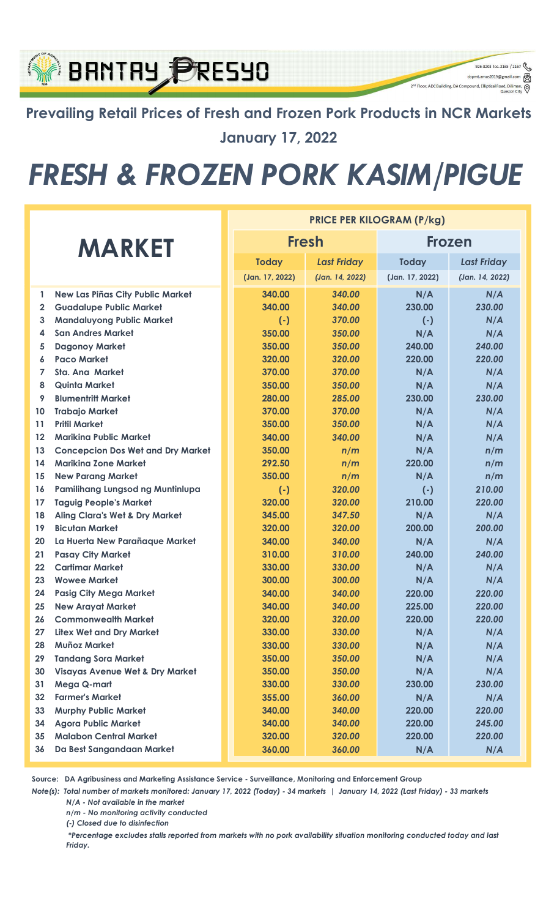BANTAY PRESYO

926-8203 loc. 2165 / 2167
cbpmt.amas2019@gmail.com
2nd Floor, ADC Building, DA Compound, Elliptical Road, Diliman, Quezon City

## Prevailing Retail Prices of Fresh and Frozen Pork Products in NCR Markets

### January 17, 2022

# FRESH & FROZEN PORK KASIM/PIGUE

| | MARKET | PRICE PER KILOGRAM (P/kg) | | | |
|---|---|---|---|---|---|
| | | Fresh | | Frozen | |
| | | Today (Jan. 17, 2022) | Last Friday (Jan. 14, 2022) | Today (Jan. 17, 2022) | Last Friday (Jan. 14, 2022) |
| 1 | New Las Piñas City Public Market | 340.00 | 340.00 | N/A | N/A |
| 2 | Guadalupe Public Market | 340.00 | 340.00 | 230.00 | 230.00 |
| 3 | Mandaluyong Public Market | (-) | 370.00 | (-) | N/A |
| 4 | San Andres Market | 350.00 | 350.00 | N/A | N/A |
| 5 | Dagonoy Market | 350.00 | 350.00 | 240.00 | 240.00 |
| 6 | Paco Market | 320.00 | 320.00 | 220.00 | 220.00 |
| 7 | Sta. Ana Market | 370.00 | 370.00 | N/A | N/A |
| 8 | Quinta Market | 350.00 | 350.00 | N/A | N/A |
| 9 | Blumentritt Market | 280.00 | 285.00 | 230.00 | 230.00 |
| 10 | Trabajo Market | 370.00 | 370.00 | N/A | N/A |
| 11 | Pritil Market | 350.00 | 350.00 | N/A | N/A |
| 12 | Marikina Public Market | 340.00 | 340.00 | N/A | N/A |
| 13 | Concepcion Dos Wet and Dry Market | 350.00 | n/m | N/A | n/m |
| 14 | Marikina Zone Market | 292.50 | n/m | 220.00 | n/m |
| 15 | New Parang Market | 350.00 | n/m | N/A | n/m |
| 16 | Pamilihang Lungsod ng Muntinlupa | (-) | 320.00 | (-) | 210.00 |
| 17 | Taguig People's Market | 320.00 | 320.00 | 210.00 | 220.00 |
| 18 | Aling Clara's Wet & Dry Market | 345.00 | 347.50 | N/A | N/A |
| 19 | Bicutan Market | 320.00 | 320.00 | 200.00 | 200.00 |
| 20 | La Huerta New Parañaque Market | 340.00 | 340.00 | N/A | N/A |
| 21 | Pasay City Market | 310.00 | 310.00 | 240.00 | 240.00 |
| 22 | Cartimar Market | 330.00 | 330.00 | N/A | N/A |
| 23 | Wowee Market | 300.00 | 300.00 | N/A | N/A |
| 24 | Pasig City Mega Market | 340.00 | 340.00 | 220.00 | 220.00 |
| 25 | New Arayat Market | 340.00 | 340.00 | 225.00 | 220.00 |
| 26 | Commonwealth Market | 320.00 | 320.00 | 220.00 | 220.00 |
| 27 | Litex Wet and Dry Market | 330.00 | 330.00 | N/A | N/A |
| 28 | Muñoz Market | 330.00 | 330.00 | N/A | N/A |
| 29 | Tandang Sora Market | 350.00 | 350.00 | N/A | N/A |
| 30 | Visayas Avenue Wet & Dry Market | 350.00 | 350.00 | N/A | N/A |
| 31 | Mega Q-mart | 330.00 | 330.00 | 230.00 | 230.00 |
| 32 | Farmer's Market | 355.00 | 360.00 | N/A | N/A |
| 33 | Murphy Public Market | 340.00 | 340.00 | 220.00 | 220.00 |
| 34 | Agora Public Market | 340.00 | 340.00 | 220.00 | 245.00 |
| 35 | Malabon Central Market | 320.00 | 320.00 | 220.00 | 220.00 |
| 36 | Da Best Sangandaan Market | 360.00 | 360.00 | N/A | N/A |

**Source: DA Agribusiness and Marketing Assistance Service - Surveillance, Monitoring and Enforcement Group**

***Note(s): Total number of markets monitored: January 17, 2022 (Today) - 34 markets | January 14, 2022 (Last Friday) - 33 markets***

*N/A - Not available in the market*

*n/m - No monitoring activity conducted*

*(-) Closed due to disinfection*

**Percentage excludes stalls reported from markets with no pork availability situation monitoring conducted today and last Friday.*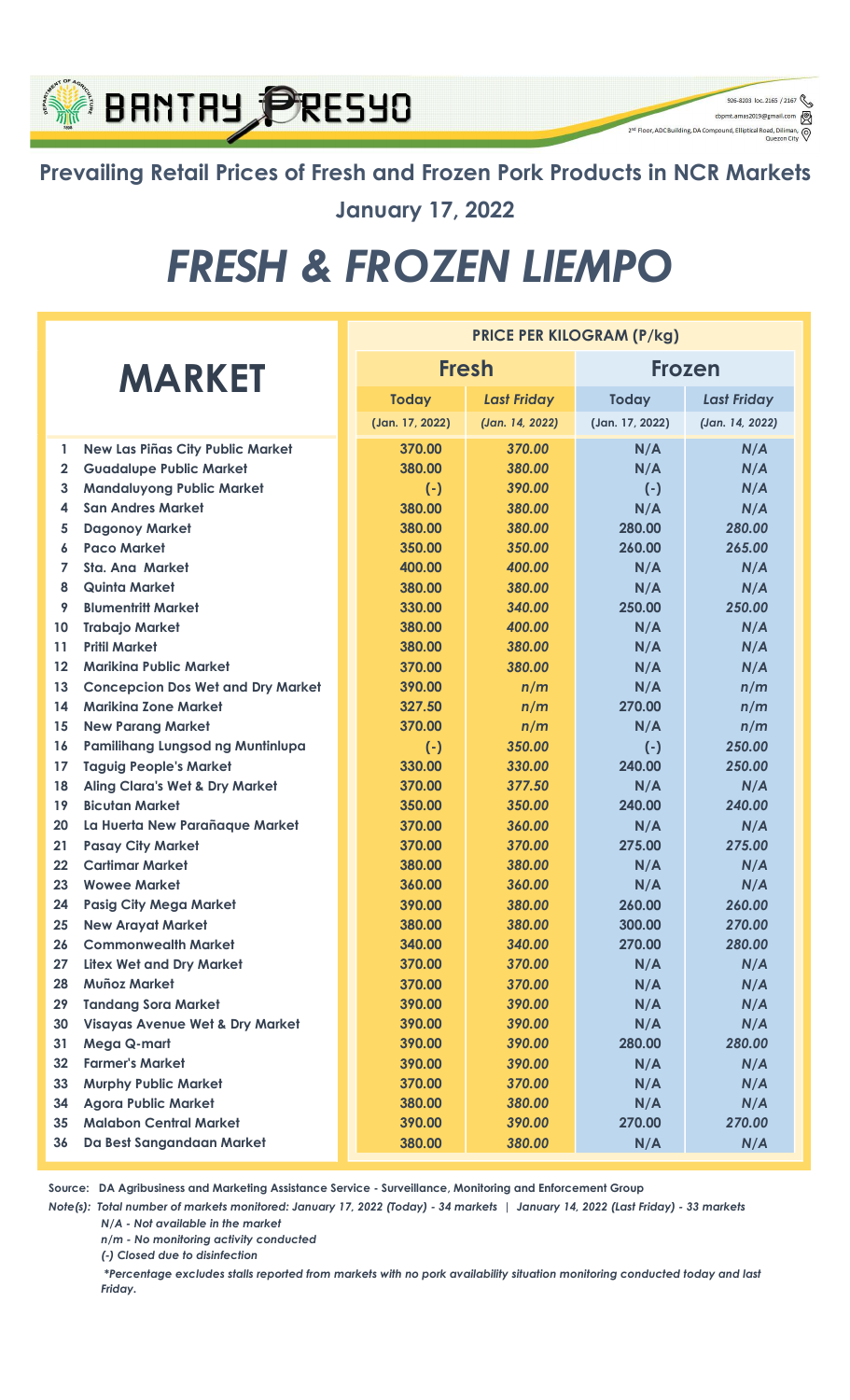BANTAY PRESYO

926-8203 loc. 2165 / 2167
cbpmt.amas2019@gmail.com
2nd Floor, ADC Building, DA Compound, Elliptical Road, Diliman, Quezon City

## Prevailing Retail Prices of Fresh and Frozen Pork Products in NCR Markets

### January 17, 2022

# *FRESH & FROZEN LIEMPO*

| | MARKET | PRICE PER KILOGRAM (P/kg) | | | |
|---|---|---|---|---|---|
| | | Fresh | | Frozen | |
| | | Today (Jan. 17, 2022) | *Last Friday (Jan. 14, 2022)* | Today (Jan. 17, 2022) | *Last Friday (Jan. 14, 2022)* |
| 1 | New Las Piñas City Public Market | 370.00 | *370.00* | N/A | *N/A* |
| 2 | Guadalupe Public Market | 380.00 | *380.00* | N/A | *N/A* |
| 3 | Mandaluyong Public Market | (-) | *390.00* | (-) | *N/A* |
| 4 | San Andres Market | 380.00 | *380.00* | N/A | *N/A* |
| 5 | Dagonoy Market | 380.00 | *380.00* | 280.00 | *280.00* |
| 6 | Paco Market | 350.00 | *350.00* | 260.00 | *265.00* |
| 7 | Sta. Ana Market | 400.00 | *400.00* | N/A | *N/A* |
| 8 | Quinta Market | 380.00 | *380.00* | N/A | *N/A* |
| 9 | Blumentritt Market | 330.00 | *340.00* | 250.00 | *250.00* |
| 10 | Trabajo Market | 380.00 | *400.00* | N/A | *N/A* |
| 11 | Pritil Market | 380.00 | *380.00* | N/A | *N/A* |
| 12 | Marikina Public Market | 370.00 | *380.00* | N/A | *N/A* |
| 13 | Concepcion Dos Wet and Dry Market | 390.00 | *n/m* | N/A | *n/m* |
| 14 | Marikina Zone Market | 327.50 | *n/m* | 270.00 | *n/m* |
| 15 | New Parang Market | 370.00 | *n/m* | N/A | *n/m* |
| 16 | Pamilihang Lungsod ng Muntinlupa | (-) | *350.00* | (-) | *250.00* |
| 17 | Taguig People's Market | 330.00 | *330.00* | 240.00 | *250.00* |
| 18 | Aling Clara's Wet & Dry Market | 370.00 | *377.50* | N/A | *N/A* |
| 19 | Bicutan Market | 350.00 | *350.00* | 240.00 | *240.00* |
| 20 | La Huerta New Parañaque Market | 370.00 | *360.00* | N/A | *N/A* |
| 21 | Pasay City Market | 370.00 | *370.00* | 275.00 | *275.00* |
| 22 | Cartimar Market | 380.00 | *380.00* | N/A | *N/A* |
| 23 | Wowee Market | 360.00 | *360.00* | N/A | *N/A* |
| 24 | Pasig City Mega Market | 390.00 | *380.00* | 260.00 | *260.00* |
| 25 | New Arayat Market | 380.00 | *380.00* | 300.00 | *270.00* |
| 26 | Commonwealth Market | 340.00 | *340.00* | 270.00 | *280.00* |
| 27 | Litex Wet and Dry Market | 370.00 | *370.00* | N/A | *N/A* |
| 28 | Muñoz Market | 370.00 | *370.00* | N/A | *N/A* |
| 29 | Tandang Sora Market | 390.00 | *390.00* | N/A | *N/A* |
| 30 | Visayas Avenue Wet & Dry Market | 390.00 | *390.00* | N/A | *N/A* |
| 31 | Mega Q-mart | 390.00 | *390.00* | 280.00 | *280.00* |
| 32 | Farmer's Market | 390.00 | *390.00* | N/A | *N/A* |
| 33 | Murphy Public Market | 370.00 | *370.00* | N/A | *N/A* |
| 34 | Agora Public Market | 380.00 | *380.00* | N/A | *N/A* |
| 35 | Malabon Central Market | 390.00 | *390.00* | 270.00 | *270.00* |
| 36 | Da Best Sangandaan Market | 380.00 | *380.00* | N/A | *N/A* |

**Source: DA Agribusiness and Marketing Assistance Service - Surveillance, Monitoring and Enforcement Group**

***Note(s): Total number of markets monitored: January 17, 2022 (Today) - 34 markets | January 14, 2022 (Last Friday) - 33 markets***

*N/A - Not available in the market*

*n/m - No monitoring activity conducted*

*(-) Closed due to disinfection*

**Percentage excludes stalls reported from markets with no pork availability situation monitoring conducted today and last Friday.*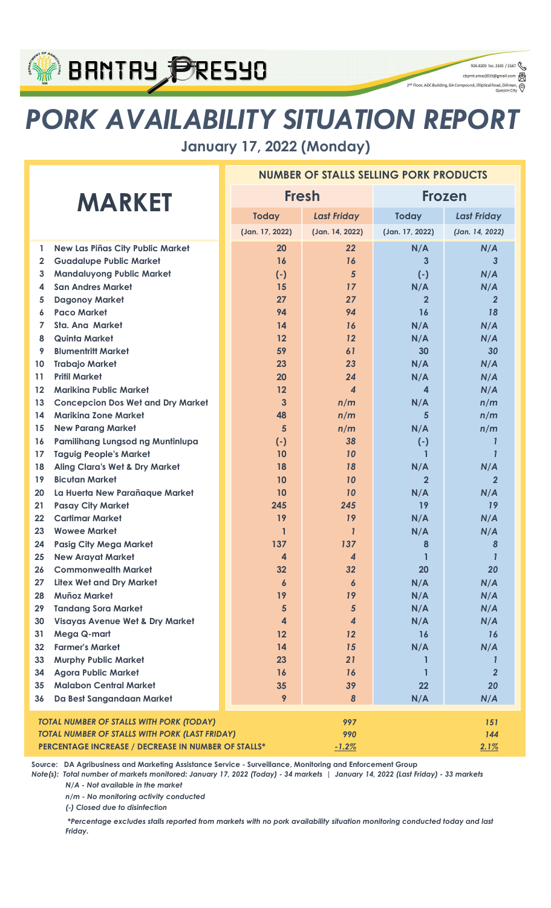BANTAY PRESYO

926-8203 loc. 2165 / 2167
cbpmt.amas2019@gmail.com
2nd Floor, ADC Building, DA Compound, Elliptical Road, Diliman, Quezon City

# PORK AVAILABILITY SITUATION REPORT

## January 17, 2022 (Monday)

| | MARKET | NUMBER OF STALLS SELLING PORK PRODUCTS | | | |
|---|---|---|---|---|---|
| | | Fresh | | Frozen | |
| | | Today (Jan. 17, 2022) | Last Friday (Jan. 14, 2022) | Today (Jan. 17, 2022) | Last Friday (Jan. 14, 2022) |
| 1 | New Las Piñas City Public Market | 20 | 22 | N/A | N/A |
| 2 | Guadalupe Public Market | 16 | 16 | 3 | 3 |
| 3 | Mandaluyong Public Market | (-) | 5 | (-) | N/A |
| 4 | San Andres Market | 15 | 17 | N/A | N/A |
| 5 | Dagonoy Market | 27 | 27 | 2 | 2 |
| 6 | Paco Market | 94 | 94 | 16 | 18 |
| 7 | Sta. Ana Market | 14 | 16 | N/A | N/A |
| 8 | Quinta Market | 12 | 12 | N/A | N/A |
| 9 | Blumentritt Market | 59 | 61 | 30 | 30 |
| 10 | Trabajo Market | 23 | 23 | N/A | N/A |
| 11 | Pritil Market | 20 | 24 | N/A | N/A |
| 12 | Marikina Public Market | 12 | 4 | 4 | N/A |
| 13 | Concepcion Dos Wet and Dry Market | 3 | n/m | N/A | n/m |
| 14 | Marikina Zone Market | 48 | n/m | 5 | n/m |
| 15 | New Parang Market | 5 | n/m | N/A | n/m |
| 16 | Pamilihang Lungsod ng Muntinlupa | (-) | 38 | (-) | 1 |
| 17 | Taguig People's Market | 10 | 10 | 1 | 1 |
| 18 | Aling Clara's Wet & Dry Market | 18 | 18 | N/A | N/A |
| 19 | Bicutan Market | 10 | 10 | 2 | 2 |
| 20 | La Huerta New Parañaque Market | 10 | 10 | N/A | N/A |
| 21 | Pasay City Market | 245 | 245 | 19 | 19 |
| 22 | Cartimar Market | 19 | 19 | N/A | N/A |
| 23 | Wowee Market | 1 | 1 | N/A | N/A |
| 24 | Pasig City Mega Market | 137 | 137 | 8 | 8 |
| 25 | New Arayat Market | 4 | 4 | 1 | 1 |
| 26 | Commonwealth Market | 32 | 32 | 20 | 20 |
| 27 | Litex Wet and Dry Market | 6 | 6 | N/A | N/A |
| 28 | Muñoz Market | 19 | 19 | N/A | N/A |
| 29 | Tandang Sora Market | 5 | 5 | N/A | N/A |
| 30 | Visayas Avenue Wet & Dry Market | 4 | 4 | N/A | N/A |
| 31 | Mega Q-mart | 12 | 12 | 16 | 16 |
| 32 | Farmer's Market | 14 | 15 | N/A | N/A |
| 33 | Murphy Public Market | 23 | 21 | 1 | 1 |
| 34 | Agora Public Market | 16 | 16 | 1 | 2 |
| 35 | Malabon Central Market | 35 | 39 | 22 | 20 |
| 36 | Da Best Sangandaan Market | 9 | 8 | N/A | N/A |
| | *TOTAL NUMBER OF STALLS WITH PORK (TODAY)* | 997 | | 151 | |
| | *TOTAL NUMBER OF STALLS WITH PORK (LAST FRIDAY)* | 990 | | 144 | |
| | PERCENTAGE INCREASE / DECREASE IN NUMBER OF STALLS* | -1.2% | | 2.1% | |

**Source: DA Agribusiness and Marketing Assistance Service - Surveillance, Monitoring and Enforcement Group**

***Note(s): Total number of markets monitored: January 17, 2022 (Today) - 34 markets | January 14, 2022 (Last Friday) - 33 markets***

*N/A - Not available in the market*

*n/m - No monitoring activity conducted*

*(-) Closed due to disinfection*

**Percentage excludes stalls reported from markets with no pork availability situation monitoring conducted today and last Friday.*